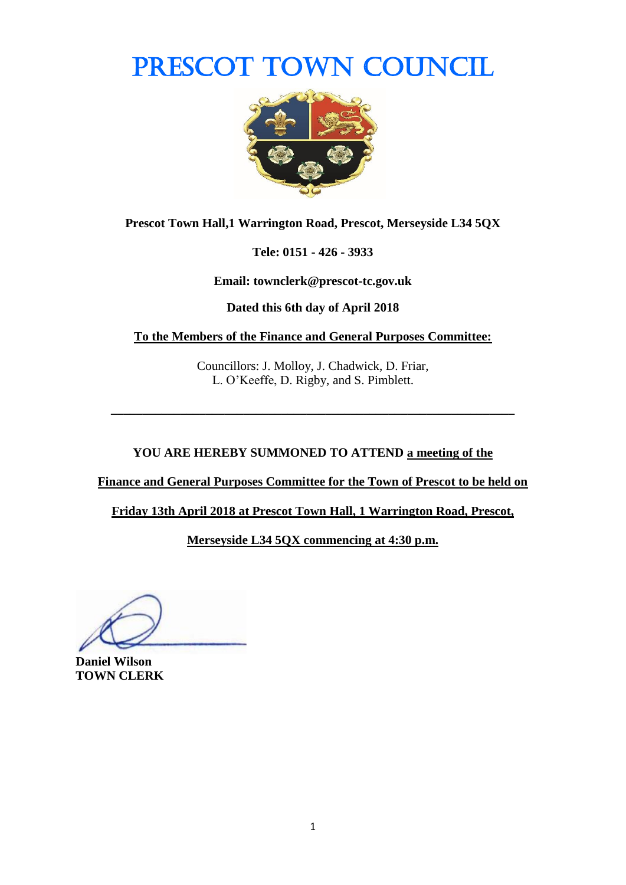# PRESCOT TOWN COUNCIL

**Prescot Town Hall,1 Warrington Road, Prescot, Merseyside L34 5QX**

**Tele: 0151 - 426 - 3933**

**Email: townclerk@prescot-tc.gov.uk**

**Dated this 6th day of April 2018**

**To the Members of the Finance and General Purposes Committee:**

Councillors: J. Molloy, J. Chadwick, D. Friar,
L. O'Keeffe, D. Rigby, and S. Pimblett.

---

**YOU ARE HEREBY SUMMONED TO ATTEND a meeting of the Finance and General Purposes Committee for the Town of Prescot to be held on Friday 13th April 2018 at Prescot Town Hall, 1 Warrington Road, Prescot, Merseyside L34 5QX commencing at 4:30 p.m.**

**Daniel Wilson**
**TOWN CLERK**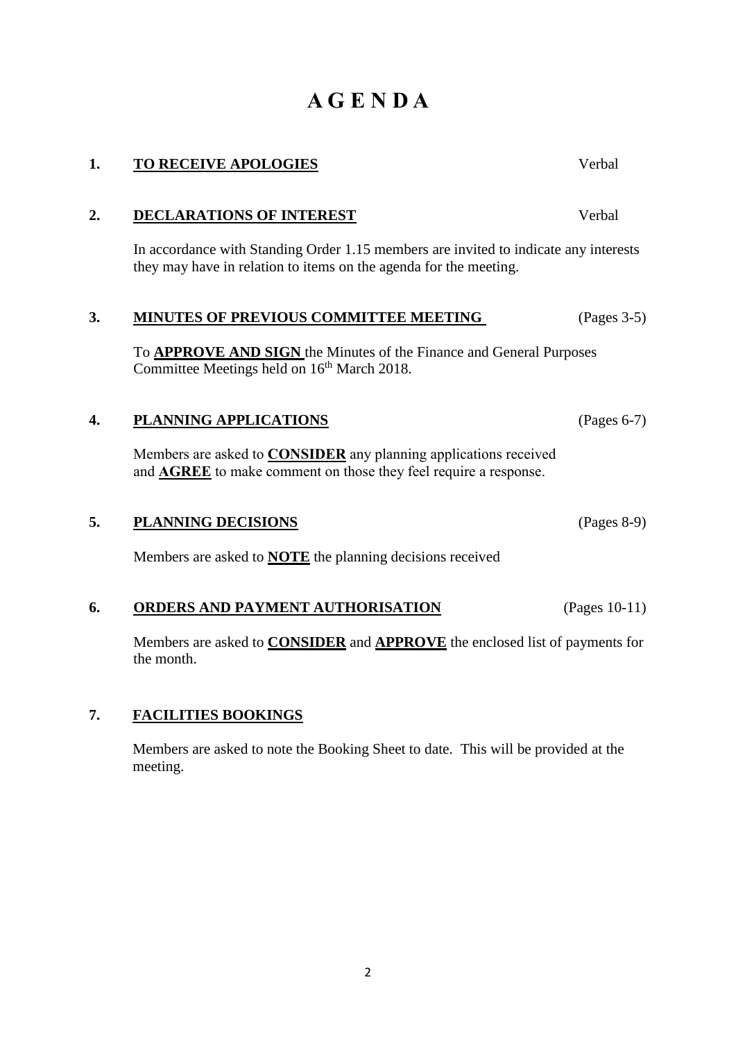# A G E N D A

**1. TO RECEIVE APOLOGIES** — Verbal

**2. DECLARATIONS OF INTEREST** — Verbal

In accordance with Standing Order 1.15 members are invited to indicate any interests they may have in relation to items on the agenda for the meeting.

**3. MINUTES OF PREVIOUS COMMITTEE MEETING** — (Pages 3-5)

To **APPROVE AND SIGN** the Minutes of the Finance and General Purposes Committee Meetings held on 16th March 2018.

**4. PLANNING APPLICATIONS** — (Pages 6-7)

Members are asked to **CONSIDER** any planning applications received and **AGREE** to make comment on those they feel require a response.

**5. PLANNING DECISIONS** — (Pages 8-9)

Members are asked to **NOTE** the planning decisions received

**6. ORDERS AND PAYMENT AUTHORISATION** — (Pages 10-11)

Members are asked to **CONSIDER** and **APPROVE** the enclosed list of payments for the month.

**7. FACILITIES BOOKINGS**

Members are asked to note the Booking Sheet to date. This will be provided at the meeting.